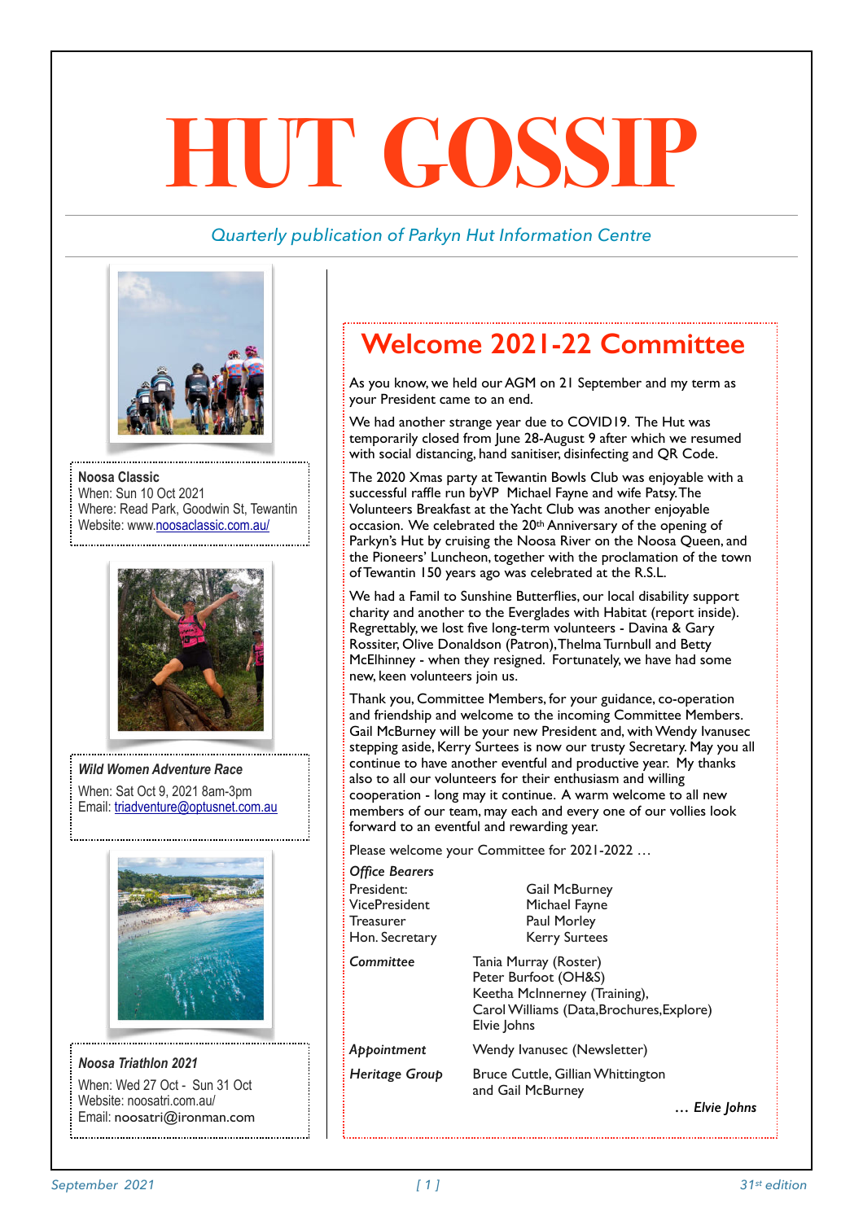# HUT GOSSIP

*Quarterly publication of Parkyn Hut Information Centre*

**Noosa Classic**
When: Sun 10 Oct 2021
Where: Read Park, Goodwin St, Tewantin
Website: www.noosaclassic.com.au/

***Wild Women Adventure Race***
When: Sat Oct 9, 2021 8am-3pm
Email: triadventure@optusnet.com.au

***Noosa Triathlon 2021***
When: Wed 27 Oct - Sun 31 Oct
Website: noosatri.com.au/
Email: noosatri@ironman.com

## Welcome 2021-22 Committee

As you know, we held our AGM on 21 September and my term as your President came to an end.

We had another strange year due to COVID19. The Hut was temporarily closed from June 28-August 9 after which we resumed with social distancing, hand sanitiser, disinfecting and QR Code.

The 2020 Xmas party at Tewantin Bowls Club was enjoyable with a successful raffle run byVP Michael Fayne and wife Patsy. The Volunteers Breakfast at the Yacht Club was another enjoyable occasion. We celebrated the 20th Anniversary of the opening of Parkyn's Hut by cruising the Noosa River on the Noosa Queen, and the Pioneers' Luncheon, together with the proclamation of the town of Tewantin 150 years ago was celebrated at the R.S.L.

We had a Famil to Sunshine Butterflies, our local disability support charity and another to the Everglades with Habitat (report inside). Regrettably, we lost five long-term volunteers - Davina & Gary Rossiter, Olive Donaldson (Patron), Thelma Turnbull and Betty McElhinney - when they resigned. Fortunately, we have had some new, keen volunteers join us.

Thank you, Committee Members, for your guidance, co-operation and friendship and welcome to the incoming Committee Members. Gail McBurney will be your new President and, with Wendy Ivanusec stepping aside, Kerry Surtees is now our trusty Secretary. May you all continue to have another eventful and productive year. My thanks also to all our volunteers for their enthusiasm and willing cooperation - long may it continue. A warm welcome to all new members of our team, may each and every one of our vollies look forward to an eventful and rewarding year.

Please welcome your Committee for 2021-2022 …

*Office Bearers*

| | |
|---|---|
| President: | Gail McBurney |
| VicePresident | Michael Fayne |
| Treasurer | Paul Morley |
| Hon. Secretary | Kerry Surtees |

| | |
|---|---|
| *Committee* | Tania Murray (Roster)<br>Peter Burfoot (OH&S)<br>Keetha McInnerney (Training),<br>Carol Williams (Data,Brochures,Explore)<br>Elvie Johns |
| *Appointment* | Wendy Ivanusec (Newsletter) |
| *Heritage Group* | Bruce Cuttle, Gillian Whittington and Gail McBurney |

*… Elvie Johns*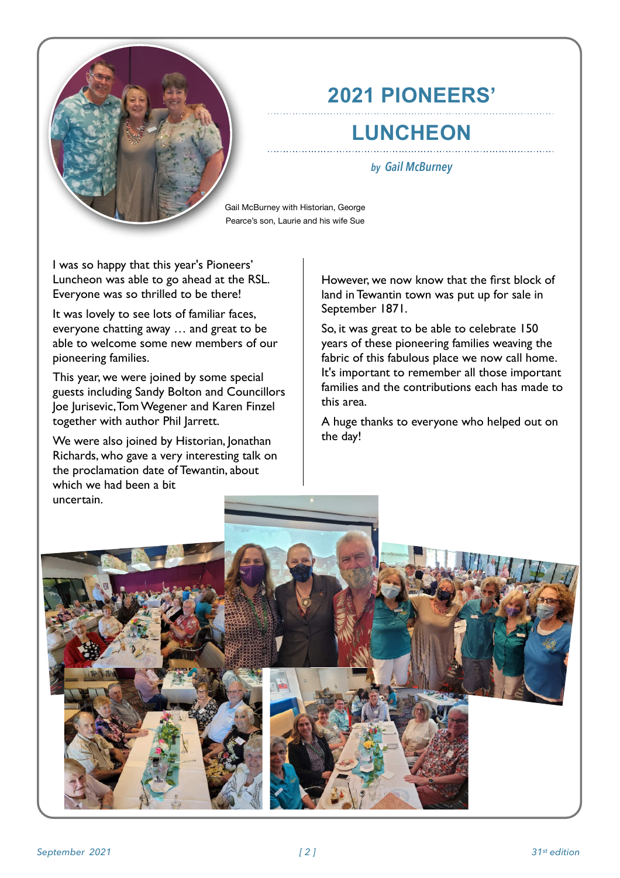# 2021 PIONEERS' LUNCHEON

*by Gail McBurney*

Gail McBurney with Historian, George Pearce's son, Laurie and his wife Sue

I was so happy that this year's Pioneers' Luncheon was able to go ahead at the RSL. Everyone was so thrilled to be there!

It was lovely to see lots of familiar faces, everyone chatting away … and great to be able to welcome some new members of our pioneering families.

This year, we were joined by some special guests including Sandy Bolton and Councillors Joe Jurisevic, Tom Wegener and Karen Finzel together with author Phil Jarrett.

We were also joined by Historian, Jonathan Richards, who gave a very interesting talk on the proclamation date of Tewantin, about which we had been a bit uncertain.

However, we now know that the first block of land in Tewantin town was put up for sale in September 1871.

So, it was great to be able to celebrate 150 years of these pioneering families weaving the fabric of this fabulous place we now call home. It's important to remember all those important families and the contributions each has made to this area.

A huge thanks to everyone who helped out on the day!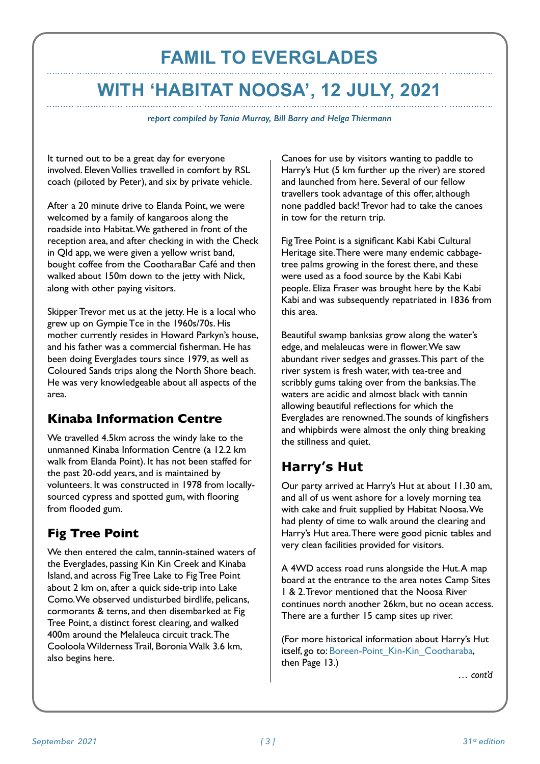# FAMIL TO EVERGLADES

# WITH 'HABITAT NOOSA', 12 JULY, 2021

*report compiled by Tania Murray, Bill Barry and Helga Thiermann*

It turned out to be a great day for everyone involved. Eleven Vollies travelled in comfort by RSL coach (piloted by Peter), and six by private vehicle.

After a 20 minute drive to Elanda Point, we were welcomed by a family of kangaroos along the roadside into Habitat. We gathered in front of the reception area, and after checking in with the Check in Qld app, we were given a yellow wrist band, bought coffee from the CootharaBar Café and then walked about 150m down to the jetty with Nick, along with other paying visitors.

Skipper Trevor met us at the jetty. He is a local who grew up on Gympie Tce in the 1960s/70s. His mother currently resides in Howard Parkyn's house, and his father was a commercial fisherman. He has been doing Everglades tours since 1979, as well as Coloured Sands trips along the North Shore beach. He was very knowledgeable about all aspects of the area.

## Kinaba Information Centre

We travelled 4.5km across the windy lake to the unmanned Kinaba Information Centre (a 12.2 km walk from Elanda Point). It has not been staffed for the past 20-odd years, and is maintained by volunteers. It was constructed in 1978 from locally-sourced cypress and spotted gum, with flooring from flooded gum.

## Fig Tree Point

We then entered the calm, tannin-stained waters of the Everglades, passing Kin Kin Creek and Kinaba Island, and across Fig Tree Lake to Fig Tree Point about 2 km on, after a quick side-trip into Lake Como. We observed undisturbed birdlife, pelicans, cormorants & terns, and then disembarked at Fig Tree Point, a distinct forest clearing, and walked 400m around the Melaleuca circuit track. The Cooloola Wilderness Trail, Boronia Walk 3.6 km, also begins here.

Canoes for use by visitors wanting to paddle to Harry's Hut (5 km further up the river) are stored and launched from here. Several of our fellow travellers took advantage of this offer, although none paddled back! Trevor had to take the canoes in tow for the return trip.

Fig Tree Point is a significant Kabi Kabi Cultural Heritage site. There were many endemic cabbage-tree palms growing in the forest there, and these were used as a food source by the Kabi Kabi people. Eliza Fraser was brought here by the Kabi Kabi and was subsequently repatriated in 1836 from this area.

Beautiful swamp banksias grow along the water's edge, and melaleucas were in flower. We saw abundant river sedges and grasses. This part of the river system is fresh water, with tea-tree and scribbly gums taking over from the banksias. The waters are acidic and almost black with tannin allowing beautiful reflections for which the Everglades are renowned. The sounds of kingfishers and whipbirds were almost the only thing breaking the stillness and quiet.

## Harry's Hut

Our party arrived at Harry's Hut at about 11.30 am, and all of us went ashore for a lovely morning tea with cake and fruit supplied by Habitat Noosa. We had plenty of time to walk around the clearing and Harry's Hut area. There were good picnic tables and very clean facilities provided for visitors.

A 4WD access road runs alongside the Hut. A map board at the entrance to the area notes Camp Sites 1 & 2. Trevor mentioned that the Noosa River continues north another 26km, but no ocean access. There are a further 15 camp sites up river.

(For more historical information about Harry's Hut itself, go to: Boreen-Point_Kin-Kin_Cootharaba, then Page 13.)

*… cont'd*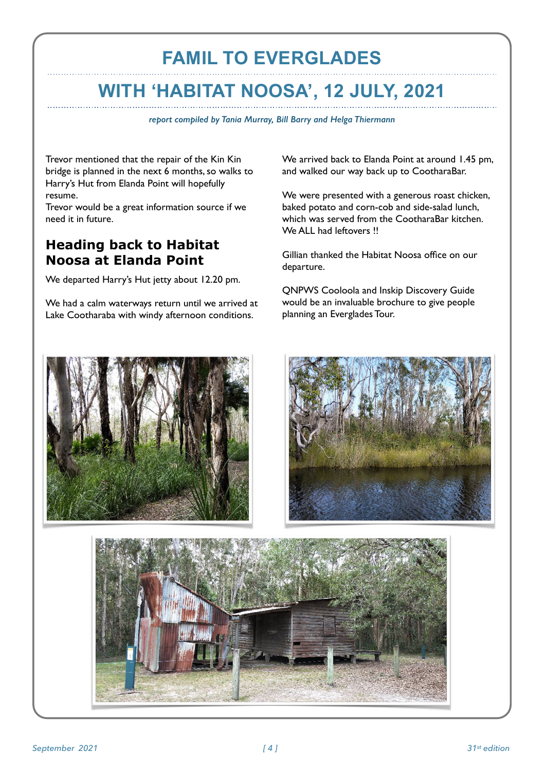# FAMIL TO EVERGLADES

# WITH 'HABITAT NOOSA', 12 JULY, 2021

*report compiled by Tania Murray, Bill Barry and Helga Thiermann*

Trevor mentioned that the repair of the Kin Kin bridge is planned in the next 6 months, so walks to Harry's Hut from Elanda Point will hopefully resume.
Trevor would be a great information source if we need it in future.

## Heading back to Habitat Noosa at Elanda Point

We departed Harry's Hut jetty about 12.20 pm.

We had a calm waterways return until we arrived at Lake Cootharaba with windy afternoon conditions.

We arrived back to Elanda Point at around 1.45 pm, and walked our way back up to CootharaBar.

We were presented with a generous roast chicken, baked potato and corn-cob and side-salad lunch, which was served from the CootharaBar kitchen. We ALL had leftovers !!

Gillian thanked the Habitat Noosa office on our departure.

QNPWS Cooloola and Inskip Discovery Guide would be an invaluable brochure to give people planning an Everglades Tour.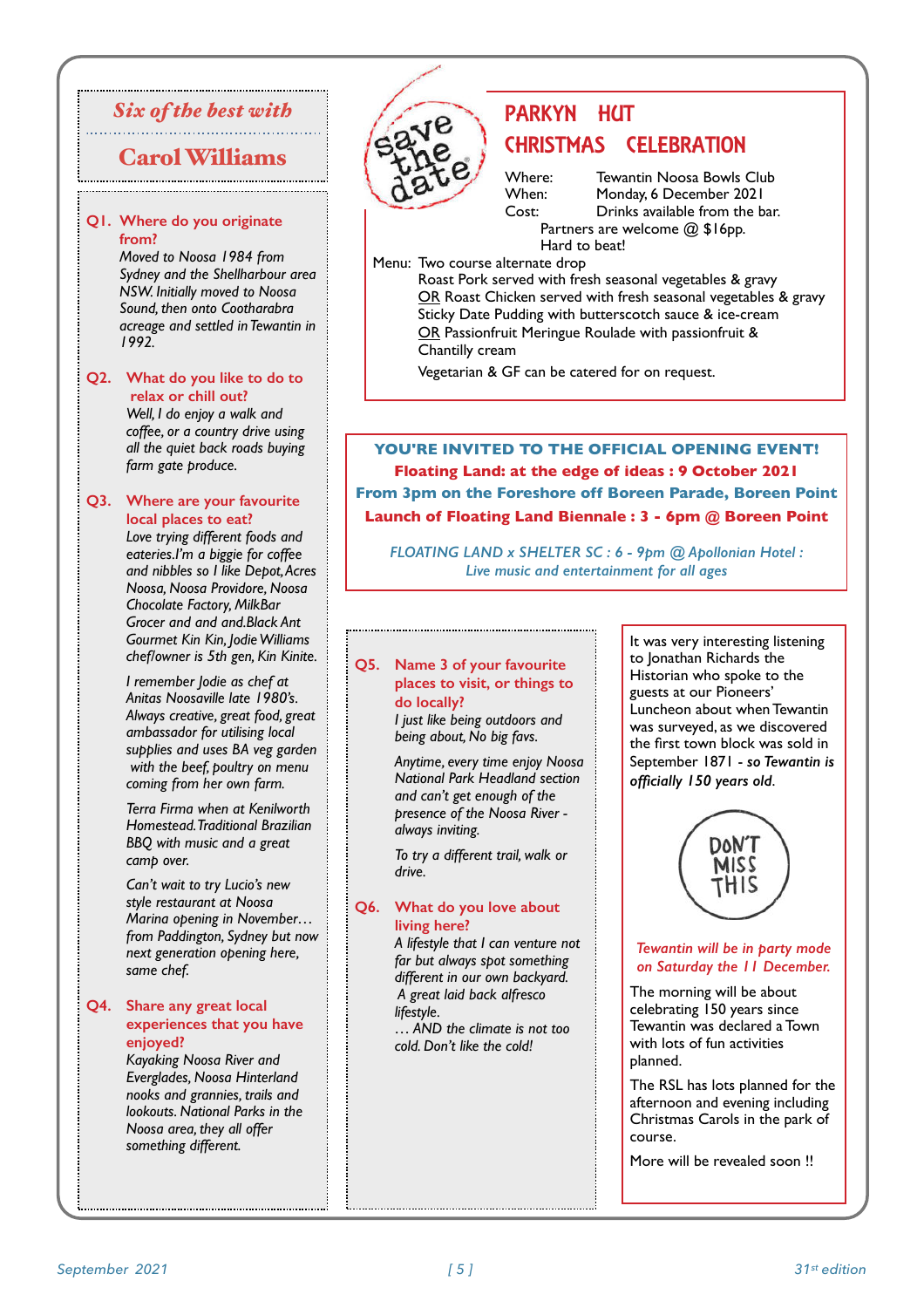## Six of the best with

## Carol Williams

**Q1. Where do you originate from?**

*Moved to Noosa 1984 from Sydney and the Shellharbour area NSW. Initially moved to Noosa Sound, then onto Cootharabra acreage and settled in Tewantin in 1992.*

**Q2. What do you like to do to relax or chill out?**

*Well, I do enjoy a walk and coffee, or a country drive using all the quiet back roads buying farm gate produce.*

**Q3. Where are your favourite local places to eat?**

*Love trying different foods and eateries.I'm a biggie for coffee and nibbles so I like Depot, Acres Noosa, Noosa Providore, Noosa Chocolate Factory, MilkBar Grocer and and and.Black Ant Gourmet Kin Kin, Jodie Williams chef/owner is 5th gen, Kin Kinite.*

*I remember Jodie as chef at Anitas Noosaville late 1980's. Always creative, great food, great ambassador for utilising local supplies and uses BA veg garden with the beef, poultry on menu coming from her own farm.*

*Terra Firma when at Kenilworth Homestead. Traditional Brazilian BBQ with music and a great camp over.*

*Can't wait to try Lucio's new style restaurant at Noosa Marina opening in November… from Paddington, Sydney but now next generation opening here, same chef.*

**Q4. Share any great local experiences that you have enjoyed?**

*Kayaking Noosa River and Everglades, Noosa Hinterland nooks and grannies, trails and lookouts. National Parks in the Noosa area, they all offer something different.*

**Q5. Name 3 of your favourite places to visit, or things to do locally?**

*I just like being outdoors and being about, No big favs.*

*Anytime, every time enjoy Noosa National Park Headland section and can't get enough of the presence of the Noosa River - always inviting.*

*To try a different trail, walk or drive.*

**Q6. What do you love about living here?**

*A lifestyle that I can venture not far but always spot something different in our own backyard.*
*A great laid back alfresco lifestyle.*
*… AND the climate is not too cold. Don't like the cold!*

---

save the date

## PARKYN HUT CHRISTMAS CELEBRATION

Where: Tewantin Noosa Bowls Club
When: Monday, 6 December 2021
Cost: Drinks available from the bar.
Partners are welcome @ $16pp.
Hard to beat!

Menu: Two course alternate drop
Roast Pork served with fresh seasonal vegetables & gravy
OR Roast Chicken served with fresh seasonal vegetables & gravy
Sticky Date Pudding with butterscotch sauce & ice-cream
OR Passionfruit Meringue Roulade with passionfruit & Chantilly cream

Vegetarian & GF can be catered for on request.

---

**YOU'RE INVITED TO THE OFFICIAL OPENING EVENT!**
**Floating Land: at the edge of ideas : 9 October 2021**
**From 3pm on the Foreshore off Boreen Parade, Boreen Point**
**Launch of Floating Land Biennale : 3 - 6pm @ Boreen Point**

*FLOATING LAND x SHELTER SC : 6 - 9pm @ Apollonian Hotel :*
*Live music and entertainment for all ages*

---

It was very interesting listening to Jonathan Richards the Historian who spoke to the guests at our Pioneers' Luncheon about when Tewantin was surveyed, as we discovered the first town block was sold in September 1871 - ***so Tewantin is officially 150 years old.***

DON'T MISS THIS

*Tewantin will be in party mode on Saturday the 11 December.*

The morning will be about celebrating 150 years since Tewantin was declared a Town with lots of fun activities planned.

The RSL has lots planned for the afternoon and evening including Christmas Carols in the park of course.

More will be revealed soon !!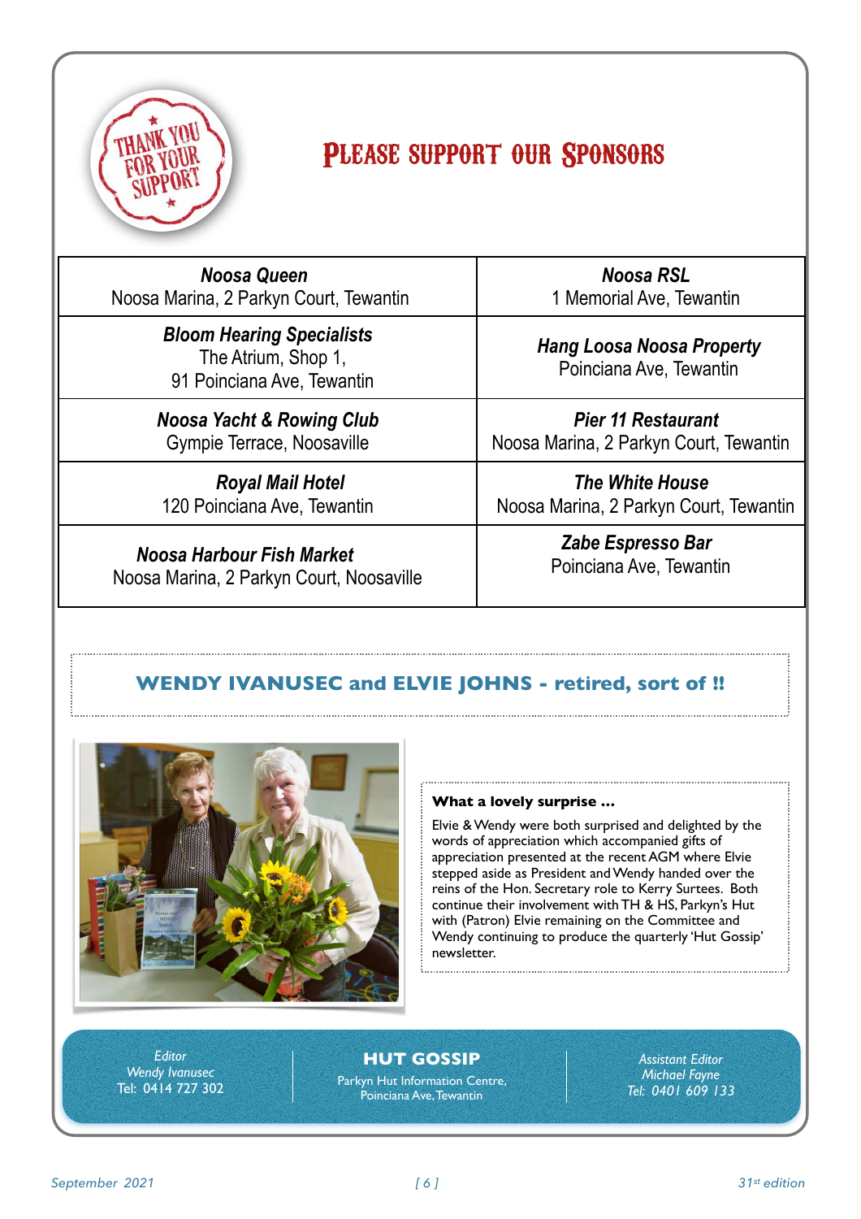# PLEASE SUPPORT OUR SPONSORS

| | |
|---|---|
| ***Noosa Queen*** Noosa Marina, 2 Parkyn Court, Tewantin | ***Noosa RSL*** 1 Memorial Ave, Tewantin |
| ***Bloom Hearing Specialists*** The Atrium, Shop 1, 91 Poinciana Ave, Tewantin | ***Hang Loosa Noosa Property*** Poinciana Ave, Tewantin |
| ***Noosa Yacht & Rowing Club*** Gympie Terrace, Noosaville | ***Pier 11 Restaurant*** Noosa Marina, 2 Parkyn Court, Tewantin |
| ***Royal Mail Hotel*** 120 Poinciana Ave, Tewantin | ***The White House*** Noosa Marina, 2 Parkyn Court, Tewantin |
| ***Noosa Harbour Fish Market*** Noosa Marina, 2 Parkyn Court, Noosaville | ***Zabe Espresso Bar*** Poinciana Ave, Tewantin |

## WENDY IVANUSEC and ELVIE JOHNS - retired, sort of !!

**What a lovely surprise …**

Elvie & Wendy were both surprised and delighted by the words of appreciation which accompanied gifts of appreciation presented at the recent AGM where Elvie stepped aside as President and Wendy handed over the reins of the Hon. Secretary role to Kerry Surtees. Both continue their involvement with TH & HS, Parkyn's Hut with (Patron) Elvie remaining on the Committee and Wendy continuing to produce the quarterly 'Hut Gossip' newsletter.

*Editor*
*Wendy Ivanusec*
Tel: 0414 727 302

**HUT GOSSIP**
Parkyn Hut Information Centre,
Poinciana Ave, Tewantin

*Assistant Editor*
*Michael Fayne*
*Tel: 0401 609 133*